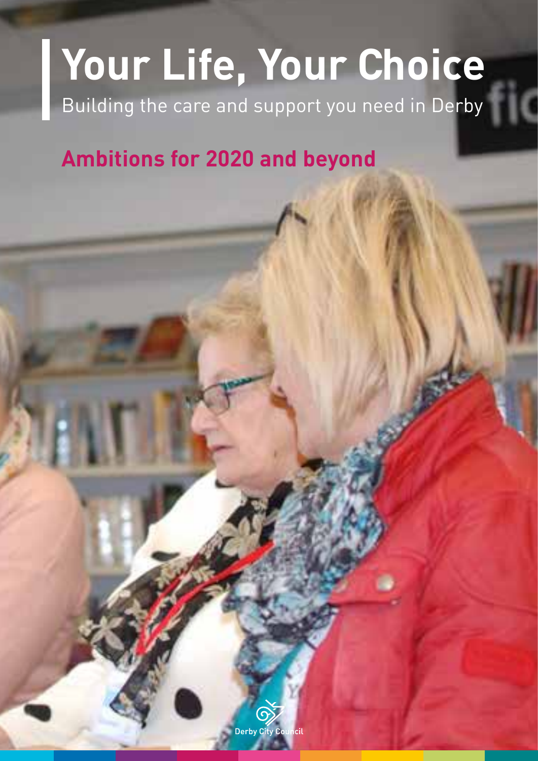# Your Life, Your Choice

Building the care and support you need in Derby

## Ambitions for 2020 and beyond

Derby City Council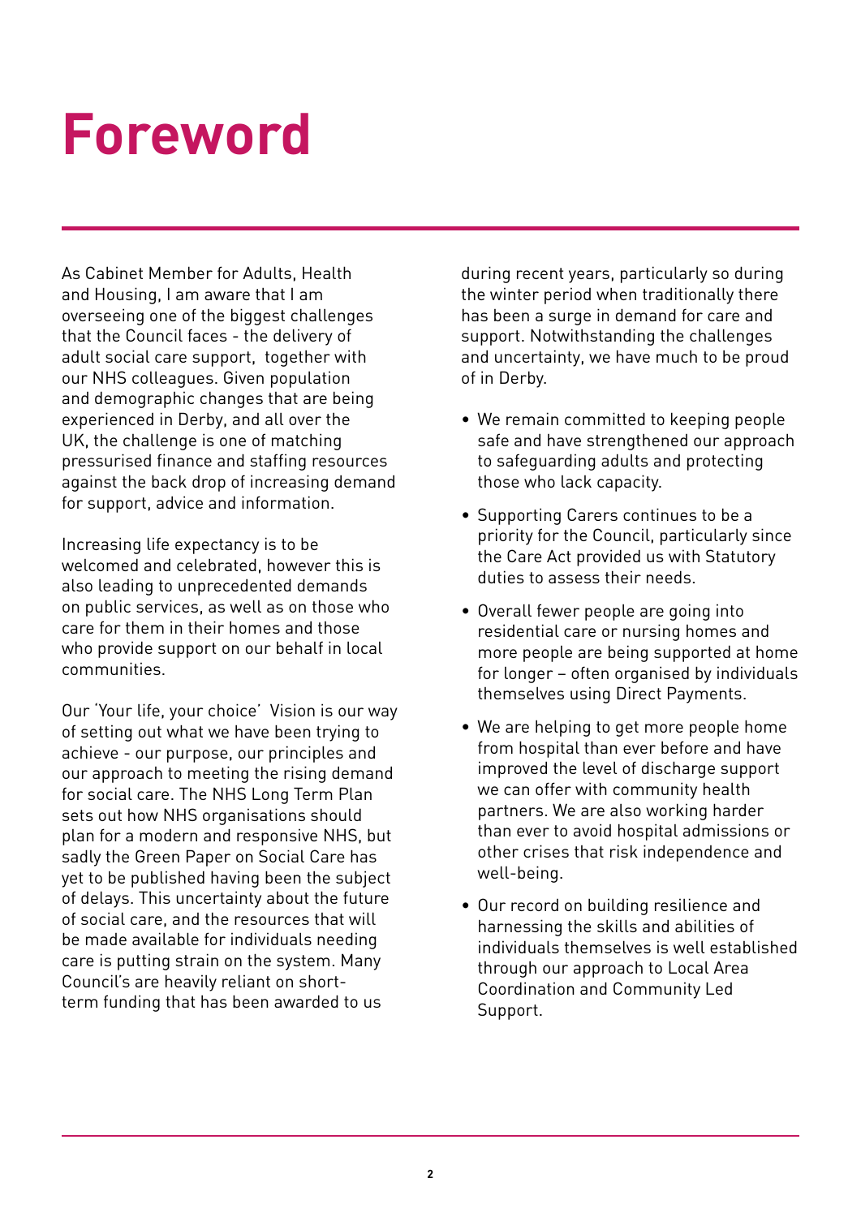# Foreword

As Cabinet Member for Adults, Health and Housing, I am aware that I am overseeing one of the biggest challenges that the Council faces - the delivery of adult social care support, together with our NHS colleagues. Given population and demographic changes that are being experienced in Derby, and all over the UK, the challenge is one of matching pressurised finance and staffing resources against the back drop of increasing demand for support, advice and information.

Increasing life expectancy is to be welcomed and celebrated, however this is also leading to unprecedented demands on public services, as well as on those who care for them in their homes and those who provide support on our behalf in local communities.

Our 'Your life, your choice' Vision is our way of setting out what we have been trying to achieve - our purpose, our principles and our approach to meeting the rising demand for social care. The NHS Long Term Plan sets out how NHS organisations should plan for a modern and responsive NHS, but sadly the Green Paper on Social Care has yet to be published having been the subject of delays. This uncertainty about the future of social care, and the resources that will be made available for individuals needing care is putting strain on the system. Many Council's are heavily reliant on short-term funding that has been awarded to us during recent years, particularly so during the winter period when traditionally there has been a surge in demand for care and support. Notwithstanding the challenges and uncertainty, we have much to be proud of in Derby.

- We remain committed to keeping people safe and have strengthened our approach to safeguarding adults and protecting those who lack capacity.
- Supporting Carers continues to be a priority for the Council, particularly since the Care Act provided us with Statutory duties to assess their needs.
- Overall fewer people are going into residential care or nursing homes and more people are being supported at home for longer – often organised by individuals themselves using Direct Payments.
- We are helping to get more people home from hospital than ever before and have improved the level of discharge support we can offer with community health partners. We are also working harder than ever to avoid hospital admissions or other crises that risk independence and well-being.
- Our record on building resilience and harnessing the skills and abilities of individuals themselves is well established through our approach to Local Area Coordination and Community Led Support.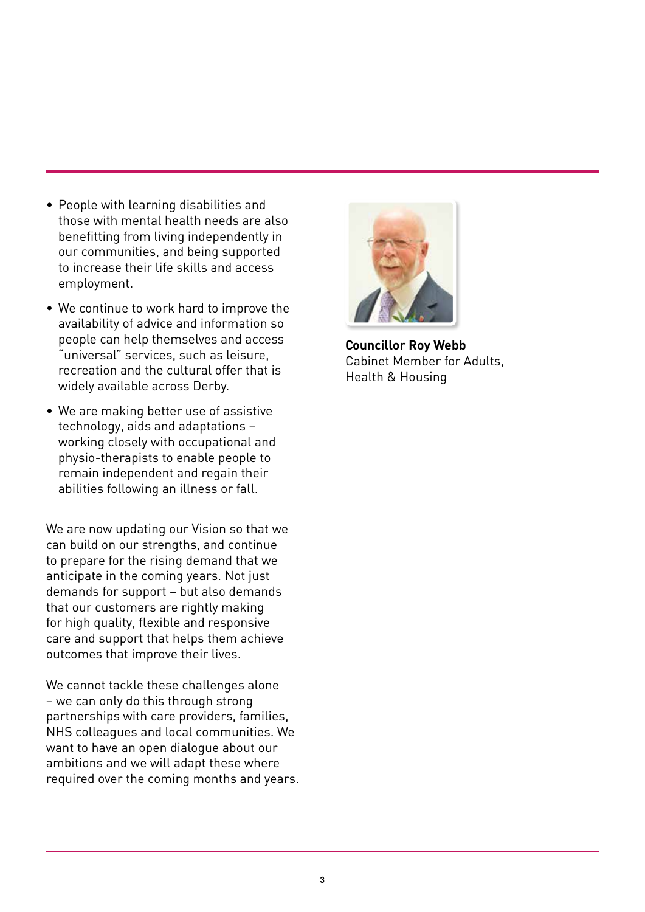- People with learning disabilities and those with mental health needs are also benefitting from living independently in our communities, and being supported to increase their life skills and access employment.
- We continue to work hard to improve the availability of advice and information so people can help themselves and access "universal" services, such as leisure, recreation and the cultural offer that is widely available across Derby.
- We are making better use of assistive technology, aids and adaptations – working closely with occupational and physio-therapists to enable people to remain independent and regain their abilities following an illness or fall.

We are now updating our Vision so that we can build on our strengths, and continue to prepare for the rising demand that we anticipate in the coming years. Not just demands for support – but also demands that our customers are rightly making for high quality, flexible and responsive care and support that helps them achieve outcomes that improve their lives.

We cannot tackle these challenges alone – we can only do this through strong partnerships with care providers, families, NHS colleagues and local communities. We want to have an open dialogue about our ambitions and we will adapt these where required over the coming months and years.

**Councillor Roy Webb**
Cabinet Member for Adults, Health & Housing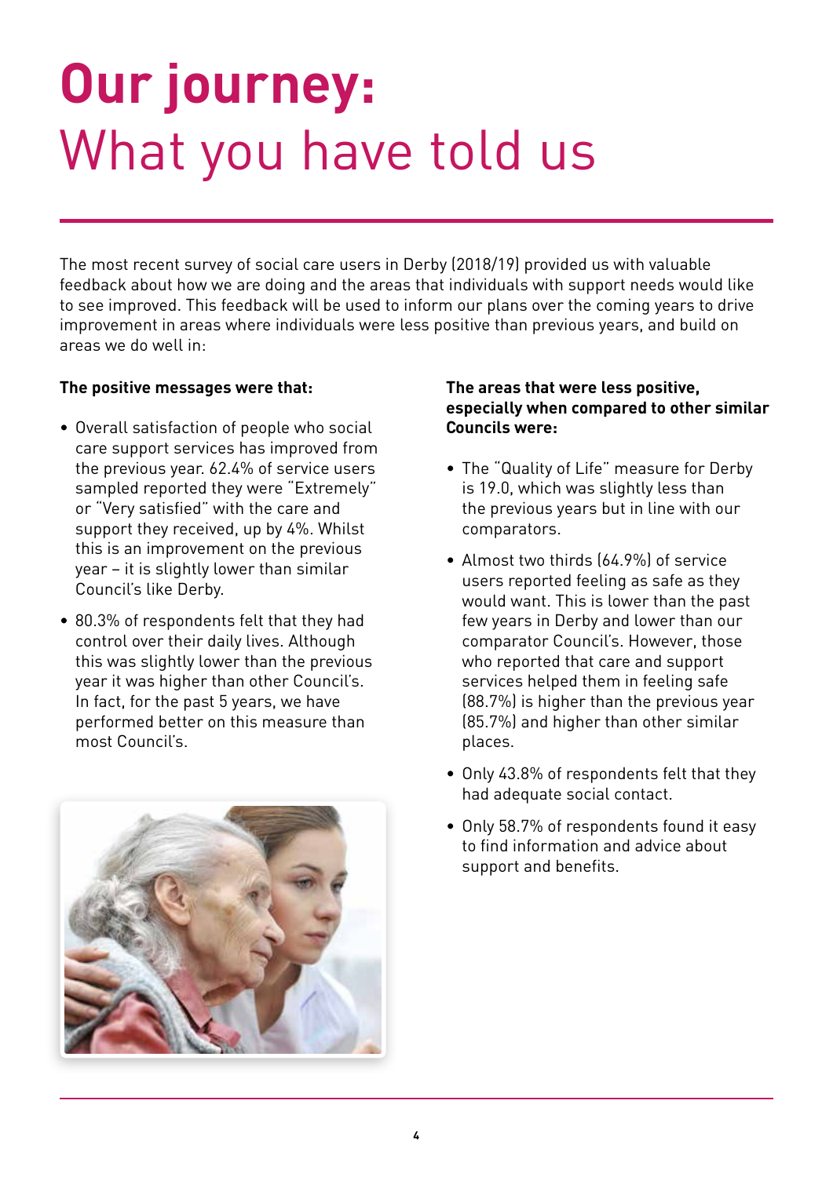# **Our journey:** What you have told us

The most recent survey of social care users in Derby (2018/19) provided us with valuable feedback about how we are doing and the areas that individuals with support needs would like to see improved. This feedback will be used to inform our plans over the coming years to drive improvement in areas where individuals were less positive than previous years, and build on areas we do well in:

**The positive messages were that:**

- Overall satisfaction of people who social care support services has improved from the previous year. 62.4% of service users sampled reported they were "Extremely" or "Very satisfied" with the care and support they received, up by 4%. Whilst this is an improvement on the previous year – it is slightly lower than similar Council's like Derby.
- 80.3% of respondents felt that they had control over their daily lives. Although this was slightly lower than the previous year it was higher than other Council's. In fact, for the past 5 years, we have performed better on this measure than most Council's.

**The areas that were less positive, especially when compared to other similar Councils were:**

- The "Quality of Life" measure for Derby is 19.0, which was slightly less than the previous years but in line with our comparators.
- Almost two thirds (64.9%) of service users reported feeling as safe as they would want. This is lower than the past few years in Derby and lower than our comparator Council's. However, those who reported that care and support services helped them in feeling safe (88.7%) is higher than the previous year (85.7%) and higher than other similar places.
- Only 43.8% of respondents felt that they had adequate social contact.
- Only 58.7% of respondents found it easy to find information and advice about support and benefits.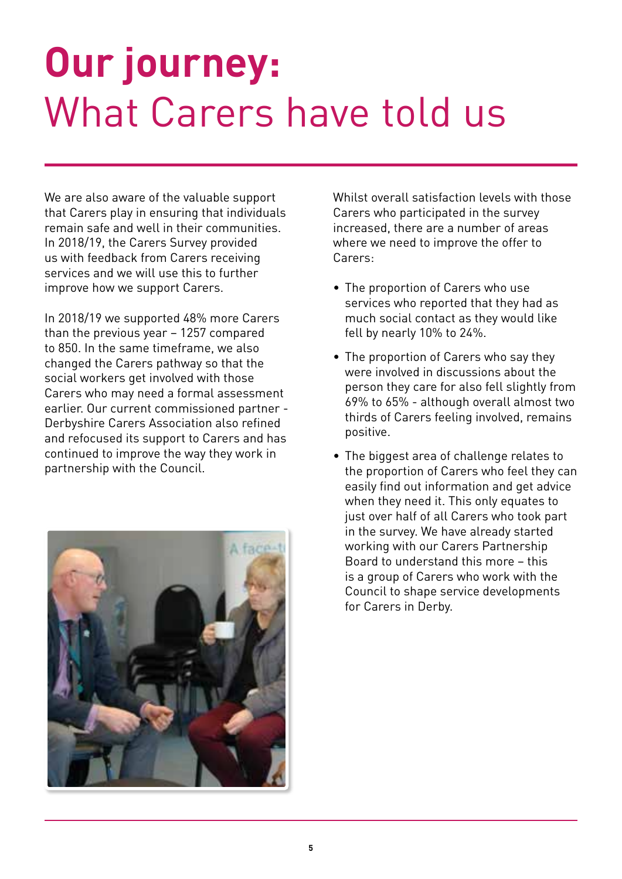# **Our journey:** What Carers have told us

We are also aware of the valuable support that Carers play in ensuring that individuals remain safe and well in their communities. In 2018/19, the Carers Survey provided us with feedback from Carers receiving services and we will use this to further improve how we support Carers.

In 2018/19 we supported 48% more Carers than the previous year – 1257 compared to 850. In the same timeframe, we also changed the Carers pathway so that the social workers get involved with those Carers who may need a formal assessment earlier. Our current commissioned partner - Derbyshire Carers Association also refined and refocused its support to Carers and has continued to improve the way they work in partnership with the Council.

Whilst overall satisfaction levels with those Carers who participated in the survey increased, there are a number of areas where we need to improve the offer to Carers:

- The proportion of Carers who use services who reported that they had as much social contact as they would like fell by nearly 10% to 24%.
- The proportion of Carers who say they were involved in discussions about the person they care for also fell slightly from 69% to 65% - although overall almost two thirds of Carers feeling involved, remains positive.
- The biggest area of challenge relates to the proportion of Carers who feel they can easily find out information and get advice when they need it. This only equates to just over half of all Carers who took part in the survey. We have already started working with our Carers Partnership Board to understand this more – this is a group of Carers who work with the Council to shape service developments for Carers in Derby.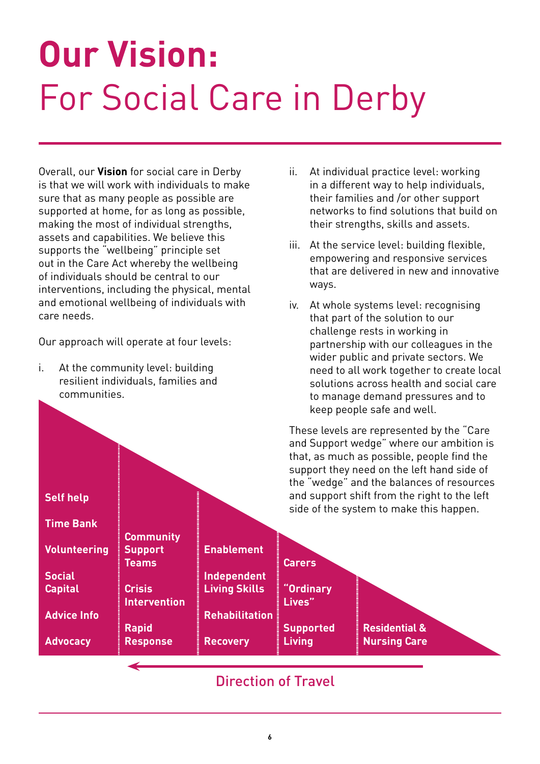# **Our Vision:** For Social Care in Derby

Overall, our **Vision** for social care in Derby is that we will work with individuals to make sure that as many people as possible are supported at home, for as long as possible, making the most of individual strengths, assets and capabilities. We believe this supports the "wellbeing" principle set out in the Care Act whereby the wellbeing of individuals should be central to our interventions, including the physical, mental and emotional wellbeing of individuals with care needs.

Our approach will operate at four levels:

i. At the community level: building resilient individuals, families and communities.

ii. At individual practice level: working in a different way to help individuals, their families and /or other support networks to find solutions that build on their strengths, skills and assets.

iii. At the service level: building flexible, empowering and responsive services that are delivered in new and innovative ways.

iv. At whole systems level: recognising that part of the solution to our challenge rests in working in partnership with our colleagues in the wider public and private sectors. We need to all work together to create local solutions across health and social care to manage demand pressures and to keep people safe and well.

These levels are represented by the "Care and Support wedge" where our ambition is that, as much as possible, people find the support they need on the left hand side of the "wedge" and the balances of resources and support shift from the right to the left side of the system to make this happen.

| | | | | |
|---|---|---|---|---|
| Self help | Community Support Teams | Enablement | Carers | Residential & Nursing Care |
| Time Bank | Crisis Intervention | Independent Living Skills | "Ordinary Lives" | |
| Volunteering | Rapid Response | Rehabilitation | Supported Living | |
| Social Capital | | Recovery | | |
| Advice Info | | | | |
| Advocacy | | | | |

← Direction of Travel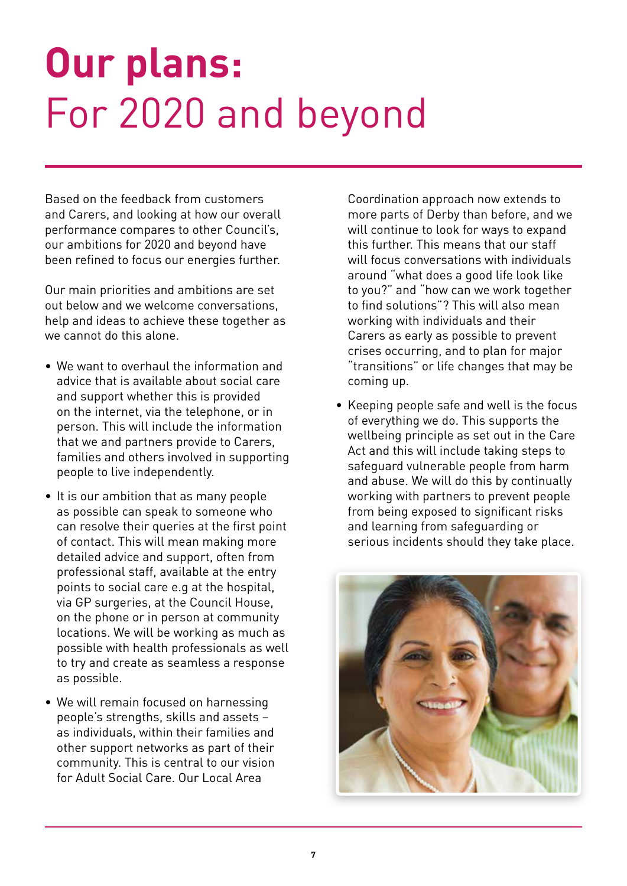# **Our plans:** For 2020 and beyond

Based on the feedback from customers and Carers, and looking at how our overall performance compares to other Council's, our ambitions for 2020 and beyond have been refined to focus our energies further.

Our main priorities and ambitions are set out below and we welcome conversations, help and ideas to achieve these together as we cannot do this alone.

- We want to overhaul the information and advice that is available about social care and support whether this is provided on the internet, via the telephone, or in person. This will include the information that we and partners provide to Carers, families and others involved in supporting people to live independently.
- It is our ambition that as many people as possible can speak to someone who can resolve their queries at the first point of contact. This will mean making more detailed advice and support, often from professional staff, available at the entry points to social care e.g at the hospital, via GP surgeries, at the Council House, on the phone or in person at community locations. We will be working as much as possible with health professionals as well to try and create as seamless a response as possible.
- We will remain focused on harnessing people's strengths, skills and assets – as individuals, within their families and other support networks as part of their community. This is central to our vision for Adult Social Care. Our Local Area Coordination approach now extends to more parts of Derby than before, and we will continue to look for ways to expand this further. This means that our staff will focus conversations with individuals around "what does a good life look like to you?" and "how can we work together to find solutions"? This will also mean working with individuals and their Carers as early as possible to prevent crises occurring, and to plan for major "transitions" or life changes that may be coming up.
- Keeping people safe and well is the focus of everything we do. This supports the wellbeing principle as set out in the Care Act and this will include taking steps to safeguard vulnerable people from harm and abuse. We will do this by continually working with partners to prevent people from being exposed to significant risks and learning from safeguarding or serious incidents should they take place.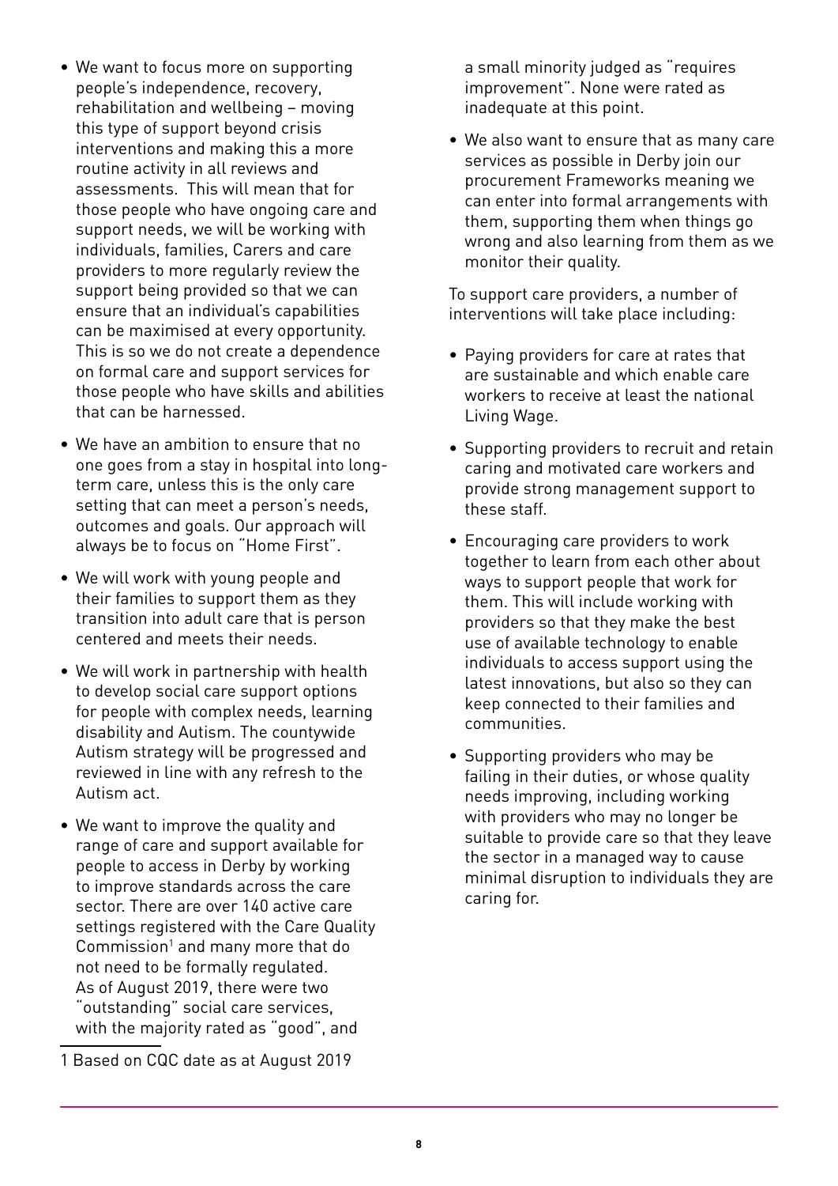- We want to focus more on supporting people's independence, recovery, rehabilitation and wellbeing – moving this type of support beyond crisis interventions and making this a more routine activity in all reviews and assessments. This will mean that for those people who have ongoing care and support needs, we will be working with individuals, families, Carers and care providers to more regularly review the support being provided so that we can ensure that an individual's capabilities can be maximised at every opportunity. This is so we do not create a dependence on formal care and support services for those people who have skills and abilities that can be harnessed.
- We have an ambition to ensure that no one goes from a stay in hospital into long-term care, unless this is the only care setting that can meet a person's needs, outcomes and goals. Our approach will always be to focus on "Home First".
- We will work with young people and their families to support them as they transition into adult care that is person centered and meets their needs.
- We will work in partnership with health to develop social care support options for people with complex needs, learning disability and Autism. The countywide Autism strategy will be progressed and reviewed in line with any refresh to the Autism act.
- We want to improve the quality and range of care and support available for people to access in Derby by working to improve standards across the care sector. There are over 140 active care settings registered with the Care Quality Commission[1] and many more that do not need to be formally regulated. As of August 2019, there were two "outstanding" social care services, with the majority rated as "good", and a small minority judged as "requires improvement". None were rated as inadequate at this point.
- We also want to ensure that as many care services as possible in Derby join our procurement Frameworks meaning we can enter into formal arrangements with them, supporting them when things go wrong and also learning from them as we monitor their quality.

To support care providers, a number of interventions will take place including:

- Paying providers for care at rates that are sustainable and which enable care workers to receive at least the national Living Wage.
- Supporting providers to recruit and retain caring and motivated care workers and provide strong management support to these staff.
- Encouraging care providers to work together to learn from each other about ways to support people that work for them. This will include working with providers so that they make the best use of available technology to enable individuals to access support using the latest innovations, but also so they can keep connected to their families and communities.
- Supporting providers who may be failing in their duties, or whose quality needs improving, including working with providers who may no longer be suitable to provide care so that they leave the sector in a managed way to cause minimal disruption to individuals they are caring for.

1 Based on CQC date as at August 2019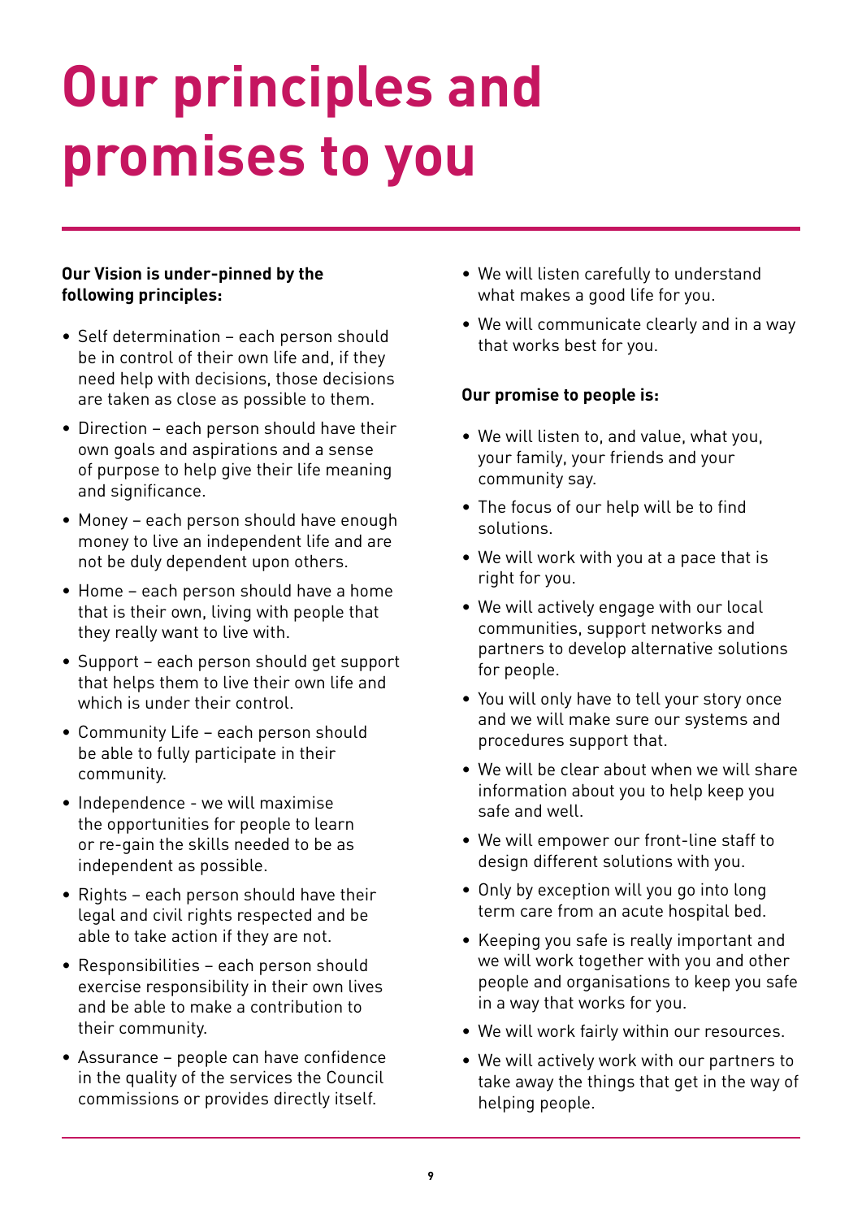# Our principles and promises to you

**Our Vision is under-pinned by the following principles:**

- Self determination – each person should be in control of their own life and, if they need help with decisions, those decisions are taken as close as possible to them.
- Direction – each person should have their own goals and aspirations and a sense of purpose to help give their life meaning and significance.
- Money – each person should have enough money to live an independent life and are not be duly dependent upon others.
- Home – each person should have a home that is their own, living with people that they really want to live with.
- Support – each person should get support that helps them to live their own life and which is under their control.
- Community Life – each person should be able to fully participate in their community.
- Independence - we will maximise the opportunities for people to learn or re-gain the skills needed to be as independent as possible.
- Rights – each person should have their legal and civil rights respected and be able to take action if they are not.
- Responsibilities – each person should exercise responsibility in their own lives and be able to make a contribution to their community.
- Assurance – people can have confidence in the quality of the services the Council commissions or provides directly itself.
- We will listen carefully to understand what makes a good life for you.
- We will communicate clearly and in a way that works best for you.

**Our promise to people is:**

- We will listen to, and value, what you, your family, your friends and your community say.
- The focus of our help will be to find solutions.
- We will work with you at a pace that is right for you.
- We will actively engage with our local communities, support networks and partners to develop alternative solutions for people.
- You will only have to tell your story once and we will make sure our systems and procedures support that.
- We will be clear about when we will share information about you to help keep you safe and well.
- We will empower our front-line staff to design different solutions with you.
- Only by exception will you go into long term care from an acute hospital bed.
- Keeping you safe is really important and we will work together with you and other people and organisations to keep you safe in a way that works for you.
- We will work fairly within our resources.
- We will actively work with our partners to take away the things that get in the way of helping people.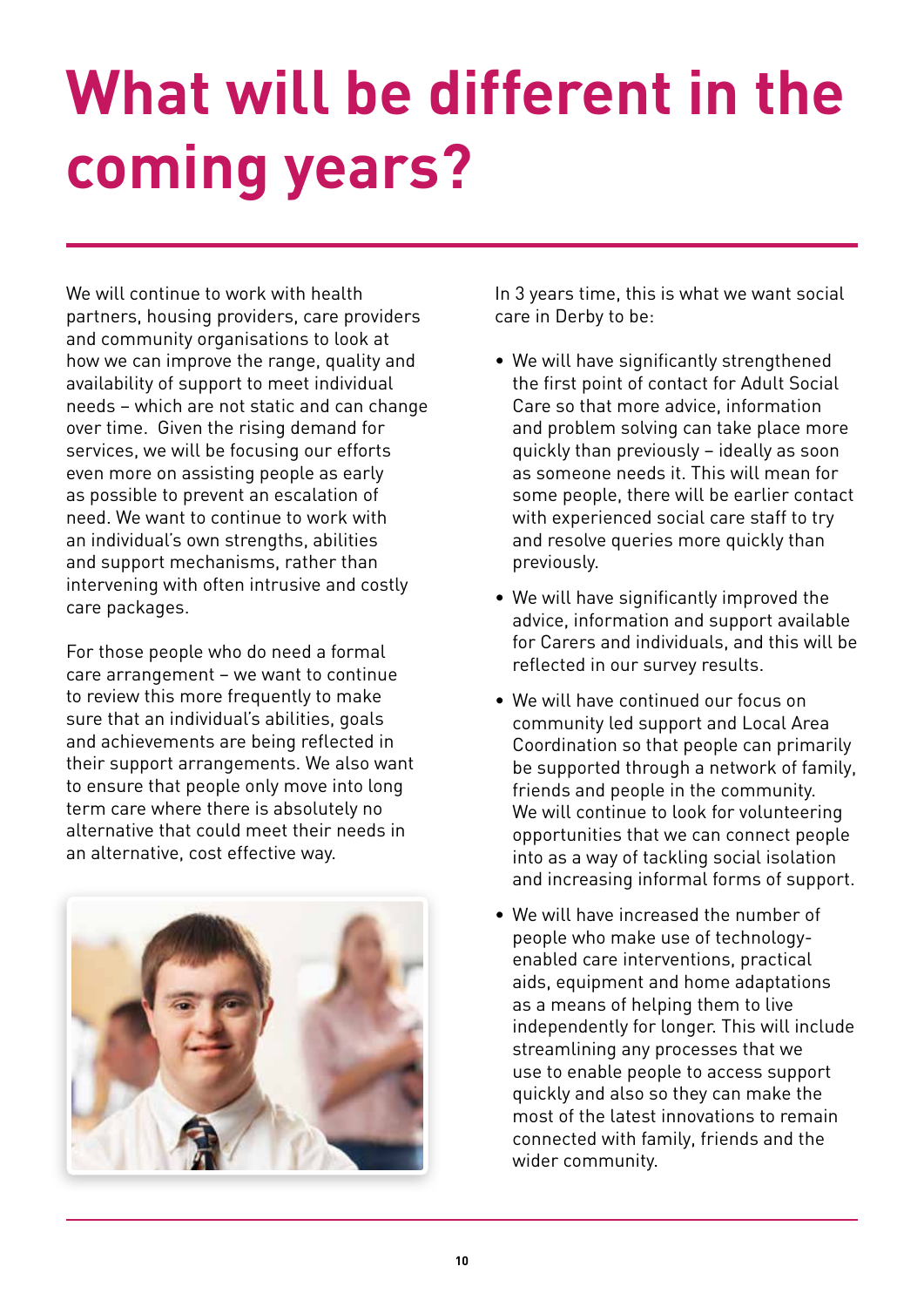# What will be different in the coming years?

We will continue to work with health partners, housing providers, care providers and community organisations to look at how we can improve the range, quality and availability of support to meet individual needs – which are not static and can change over time. Given the rising demand for services, we will be focusing our efforts even more on assisting people as early as possible to prevent an escalation of need. We want to continue to work with an individual's own strengths, abilities and support mechanisms, rather than intervening with often intrusive and costly care packages.

For those people who do need a formal care arrangement – we want to continue to review this more frequently to make sure that an individual's abilities, goals and achievements are being reflected in their support arrangements. We also want to ensure that people only move into long term care where there is absolutely no alternative that could meet their needs in an alternative, cost effective way.

In 3 years time, this is what we want social care in Derby to be:

- We will have significantly strengthened the first point of contact for Adult Social Care so that more advice, information and problem solving can take place more quickly than previously – ideally as soon as someone needs it. This will mean for some people, there will be earlier contact with experienced social care staff to try and resolve queries more quickly than previously.
- We will have significantly improved the advice, information and support available for Carers and individuals, and this will be reflected in our survey results.
- We will have continued our focus on community led support and Local Area Coordination so that people can primarily be supported through a network of family, friends and people in the community. We will continue to look for volunteering opportunities that we can connect people into as a way of tackling social isolation and increasing informal forms of support.
- We will have increased the number of people who make use of technology-enabled care interventions, practical aids, equipment and home adaptations as a means of helping them to live independently for longer. This will include streamlining any processes that we use to enable people to access support quickly and also so they can make the most of the latest innovations to remain connected with family, friends and the wider community.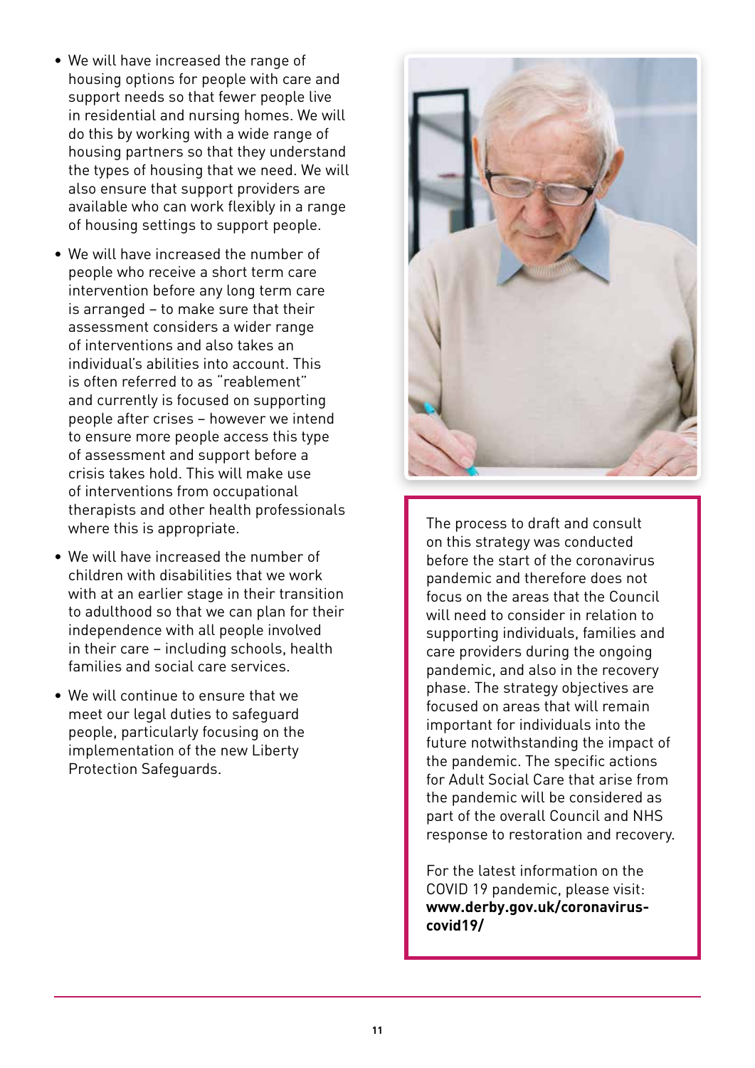- We will have increased the range of housing options for people with care and support needs so that fewer people live in residential and nursing homes. We will do this by working with a wide range of housing partners so that they understand the types of housing that we need. We will also ensure that support providers are available who can work flexibly in a range of housing settings to support people.
- We will have increased the number of people who receive a short term care intervention before any long term care is arranged – to make sure that their assessment considers a wider range of interventions and also takes an individual's abilities into account. This is often referred to as "reablement" and currently is focused on supporting people after crises – however we intend to ensure more people access this type of assessment and support before a crisis takes hold. This will make use of interventions from occupational therapists and other health professionals where this is appropriate.
- We will have increased the number of children with disabilities that we work with at an earlier stage in their transition to adulthood so that we can plan for their independence with all people involved in their care – including schools, health families and social care services.
- We will continue to ensure that we meet our legal duties to safeguard people, particularly focusing on the implementation of the new Liberty Protection Safeguards.

The process to draft and consult on this strategy was conducted before the start of the coronavirus pandemic and therefore does not focus on the areas that the Council will need to consider in relation to supporting individuals, families and care providers during the ongoing pandemic, and also in the recovery phase. The strategy objectives are focused on areas that will remain important for individuals into the future notwithstanding the impact of the pandemic. The specific actions for Adult Social Care that arise from the pandemic will be considered as part of the overall Council and NHS response to restoration and recovery.

For the latest information on the COVID 19 pandemic, please visit: **www.derby.gov.uk/coronavirus-covid19/**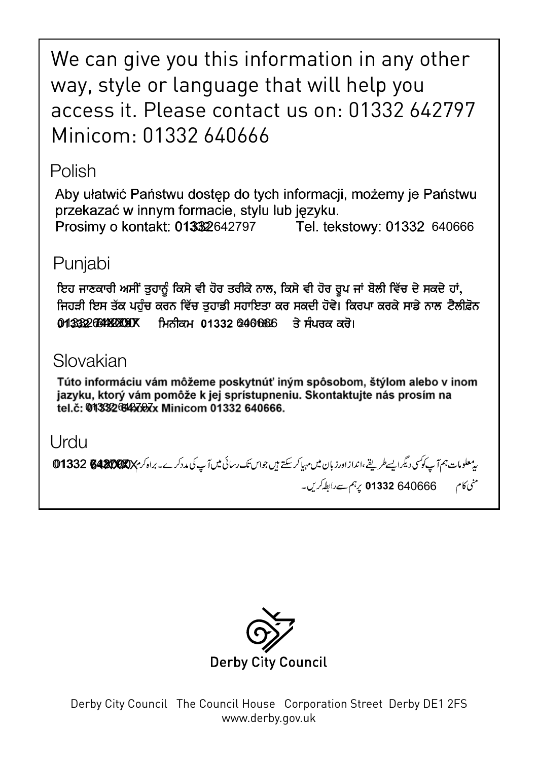We can give you this information in any other way, style or language that will help you access it. Please contact us on: 01332 642797 Minicom: 01332 640666

## Polish

Aby ułatwić Państwu dostęp do tych informacji, możemy je Państwu przekazać w innym formacie, stylu lub języku.
Prosimy o kontakt: 01332 642797 Tel. tekstowy: 01332 640666

## Punjabi

ਇਹ ਜਾਣਕਾਰੀ ਅਸੀਂ ਤੁਹਾਨੂੰ ਕਿਸੇ ਵੀ ਹੋਰ ਤਰੀਕੇ ਨਾਲ, ਕਿਸੇ ਵੀ ਹੋਰ ਰੂਪ ਜਾਂ ਬੋਲੀ ਵਿੱਚ ਦੇ ਸਕਦੇ ਹਾਂ, ਜਿਹੜੀ ਇਸ ਤੱਕ ਪਹੁੰਚ ਕਰਨ ਵਿੱਚ ਤੁਹਾਡੀ ਸਹਾਇਤਾ ਕਰ ਸਕਦੀ ਹੋਵੇ। ਕਿਰਪਾ ਕਰਕੇ ਸਾਡੇ ਨਾਲ ਟੈਲੀਫ਼ੋਨ 01332 642797 ਮਿਨੀਕਮ 01332 640666 ਤੇ ਸੰਪਰਕ ਕਰੋ।

## Slovakian

**Túto informáciu vám môžeme poskytnúť iným spôsobom, štýlom alebo v inom jazyku, ktorý vám pomôže k jej sprístupneniu. Skontaktujte nás prosím na tel.č: 01332 642797 Minicom 01332 640666.**

## Urdu

یہ معلومات ہم آپ کو کسی دیگر ایسے طریقے، انداز اور زبان میں مہیا کر سکتے ہیں جو اس تک رسائی میں آپ کی مدد کرے۔ براہ کرم **01332 642797** منی کام **01332** 640666 پر ہم سے رابطہ کریں۔

Derby City Council

Derby City Council The Council House Corporation Street Derby DE1 2FS
www.derby.gov.uk